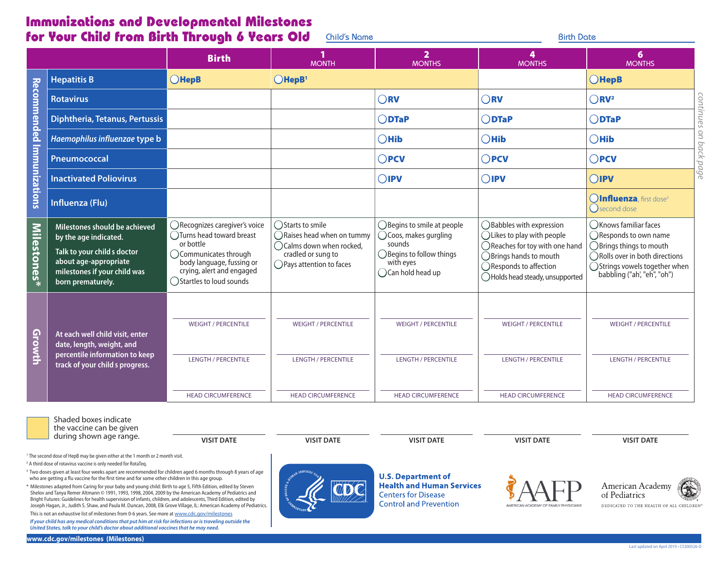# Immunizations and Developmental Milestones for Your Child from Birth Through 6 Years Old

Child's Name ______________________ Birth Date ______________

| | | Birth | 1 MONTH | 2 MONTHS | 4 MONTHS | 6 MONTHS |
|---|---|---|---|---|---|---|
| **Recommended Immunizations** | Hepatitis B | ◯HepB | ◯HepB[1] | | | ◯HepB |
| | Rotavirus | | | ◯RV | ◯RV | ◯RV[2] |
| | Diphtheria, Tetanus, Pertussis | | | ◯DTaP | ◯DTaP | ◯DTaP |
| | *Haemophilus influenzae* type b | | | ◯Hib | ◯Hib | ◯Hib |
| | Pneumococcal | | | ◯PCV | ◯PCV | ◯PCV |
| | Inactivated Poliovirus | | | ◯IPV | ◯IPV | ◯IPV |
| | Influenza (Flu) | | | | | ◯**Influenza**, first dose[3] ◯second dose |
| **Milestones*** | Milestones should be achieved by the age indicated. Talk to your child's doctor about age-appropriate milestones if your child was born prematurely. | ◯Recognizes caregiver's voice ◯Turns head toward breast or bottle ◯Communicates through body language, fussing or crying, alert and engaged ◯Startles to loud sounds | ◯Starts to smile ◯Raises head when on tummy ◯Calms down when rocked, cradled or sung to ◯Pays attention to faces | ◯Begins to smile at people ◯Coos, makes gurgling sounds ◯Begins to follow things with eyes ◯Can hold head up | ◯Babbles with expression ◯Likes to play with people ◯Reaches for toy with one hand ◯Brings hands to mouth ◯Responds to affection ◯Holds head steady, unsupported | ◯Knows familiar faces ◯Responds to own name ◯Brings things to mouth ◯Rolls over in both directions ◯Strings vowels together when babbling ("ah", "eh", "oh") |
| **Growth** | At each well child visit, enter date, length, weight, and percentile information to keep track of your child's progress. | WEIGHT / PERCENTILE<br>LENGTH / PERCENTILE<br>HEAD CIRCUMFERENCE | WEIGHT / PERCENTILE<br>LENGTH / PERCENTILE<br>HEAD CIRCUMFERENCE | WEIGHT / PERCENTILE<br>LENGTH / PERCENTILE<br>HEAD CIRCUMFERENCE | WEIGHT / PERCENTILE<br>LENGTH / PERCENTILE<br>HEAD CIRCUMFERENCE | WEIGHT / PERCENTILE<br>LENGTH / PERCENTILE<br>HEAD CIRCUMFERENCE |
| | | **VISIT DATE** | **VISIT DATE** | **VISIT DATE** | **VISIT DATE** | **VISIT DATE** |

*continues on back page*

Shaded boxes indicate the vaccine can be given during shown age range. (Shaded: HepB from 1 month through 2 months; HepB, IPV, and Influenza at 6 months.)

[1] The second dose of HepB may be given either at the 1 month or 2 month visit.

[2] A third dose of rotavirus vaccine is only needed for RotaTeq.

[3] Two doses given at least four weeks apart are recommended for children aged 6 months through 8 years of age who are getting a flu vaccine for the first time and for some other children in this age group.

\* Milestones adapted from Caring for your baby and young child: Birth to age 5, Fifth Edition, edited by Steven Shelov and Tanya Remer Altmann © 1991, 1993, 1998, 2004, 2009 by the American Academy of Pediatrics and Bright Futures: Guidelines for health supervision of infants, children, and adolescents, Third Edition, edited by Joseph Hagan, Jr., Judith S. Shaw, and Paula M. Duncan, 2008, Elk Grove Village, IL: American Academy of Pediatrics.

This is not an exhaustive list of milestones from 0-6 years. See more at www.cdc.gov/milestones

***If your child has any medical conditions that put him at risk for infections or is traveling outside the United States, talk to your child's doctor about additional vaccines that he may need.***

**U.S. Department of Health and Human Services**
Centers for Disease Control and Prevention

AAFP — American Academy of Family Physicians

American Academy of Pediatrics — Dedicated to the Health of All Children

**www.cdc.gov/milestones (Milestones)**

Last updated on April 2019 • CS300526-D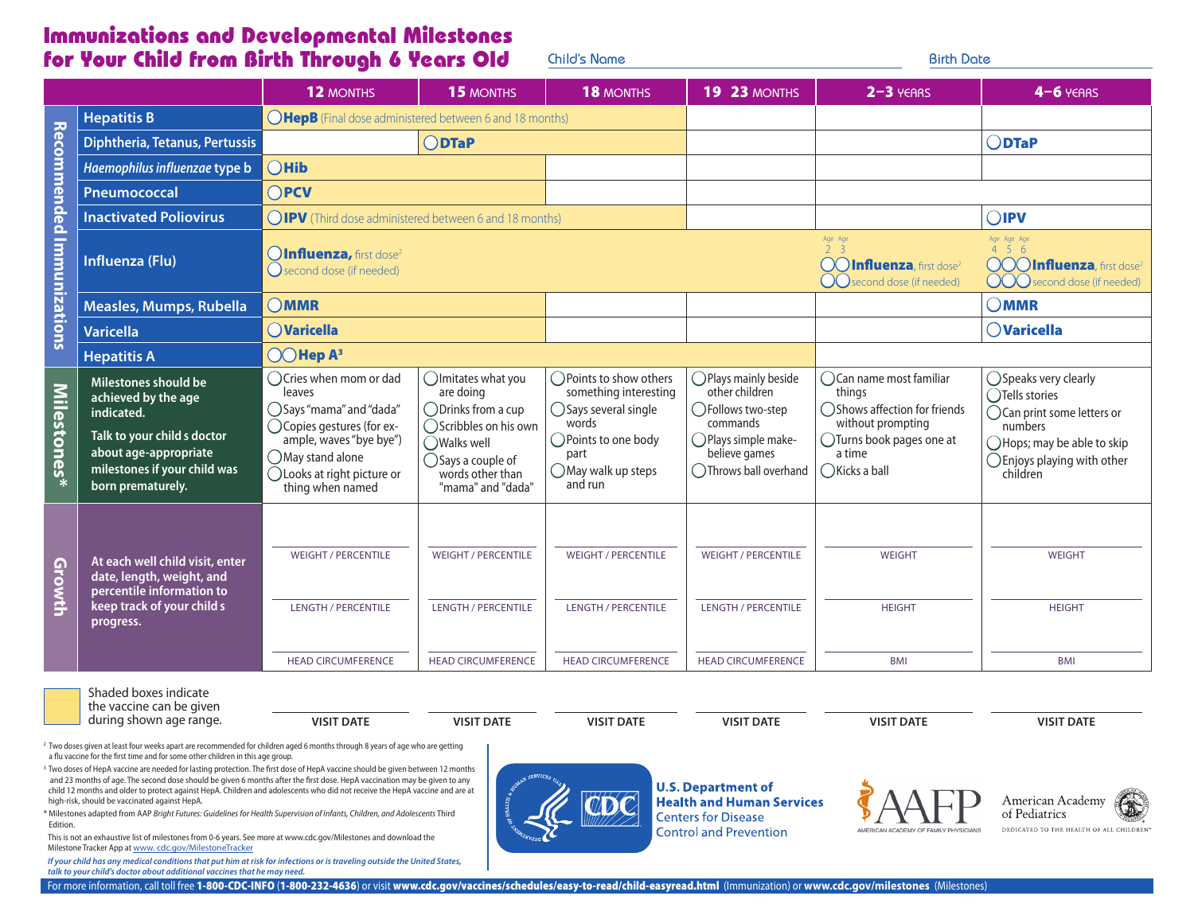# Immunizations and Developmental Milestones for Your Child from Birth Through 6 Years Old

Child's Name ______________________ Birth Date ______________________

| | | 12 MONTHS | 15 MONTHS | 18 MONTHS | 19–23 MONTHS | 2–3 YEARS | 4–6 YEARS |
|---|---|---|---|---|---|---|---|
| Recommended Immunizations | Hepatitis B | ◯ **HepB** (Final dose administered between 6 and 18 months) | | | | | |
| | Diphtheria, Tetanus, Pertussis | | ◯ **DTaP** | | | | ◯ **DTaP** |
| | *Haemophilus influenzae* type b | ◯ **Hib** | | | | | |
| | Pneumococcal | ◯ **PCV** | | | | | |
| | Inactivated Poliovirus | ◯ **IPV** (Third dose administered between 6 and 18 months) | | | | | ◯ **IPV** |
| | Influenza (Flu) | ◯ **Influenza,** first dose[2] ◯ second dose (if needed) | | | | Age 2, Age 3: ◯◯ **Influenza**, first dose[2] ◯◯ second dose (if needed) | Age 4, Age 5, Age 6: ◯◯◯ **Influenza**, first dose[2] ◯◯◯ second dose (if needed) |
| | Measles, Mumps, Rubella | ◯ **MMR** | | | | | ◯ **MMR** |
| | Varicella | ◯ **Varicella** | | | | | ◯ **Varicella** |
| | Hepatitis A | ◯◯ **Hep A[3]** | | | | | |
| Milestones* | Milestones should be achieved by the age indicated. Talk to your child's doctor about age-appropriate milestones if your child was born prematurely. | ◯ Cries when mom or dad leaves ◯ Says "mama" and "dada" ◯ Copies gestures (for example, waves "bye bye") ◯ May stand alone ◯ Looks at right picture or thing when named | ◯ Imitates what you are doing ◯ Drinks from a cup ◯ Scribbles on his own ◯ Walks well ◯ Says a couple of words other than "mama" and "dada" | ◯ Points to show others something interesting ◯ Says several single words ◯ Points to one body part ◯ May walk up steps and run | ◯ Plays mainly beside other children ◯ Follows two-step commands ◯ Plays simple make-believe games ◯ Throws ball overhand | ◯ Can name most familiar things ◯ Shows affection for friends without prompting ◯ Turns book pages one at a time ◯ Kicks a ball | ◯ Speaks very clearly ◯ Tells stories ◯ Can print some letters or numbers ◯ Hops; may be able to skip ◯ Enjoys playing with other children |
| Growth | At each well child visit, enter date, length, weight, and percentile information to keep track of your child's progress. | WEIGHT / PERCENTILE; LENGTH / PERCENTILE; HEAD CIRCUMFERENCE | WEIGHT / PERCENTILE; LENGTH / PERCENTILE; HEAD CIRCUMFERENCE | WEIGHT / PERCENTILE; LENGTH / PERCENTILE; HEAD CIRCUMFERENCE | WEIGHT / PERCENTILE; LENGTH / PERCENTILE; HEAD CIRCUMFERENCE | WEIGHT; HEIGHT; BMI | WEIGHT; HEIGHT; BMI |
| | | VISIT DATE | VISIT DATE | VISIT DATE | VISIT DATE | VISIT DATE | VISIT DATE |

Shaded boxes indicate the vaccine can be given during shown age range.

[2] Two doses given at least four weeks apart are recommended for children aged 6 months through 8 years of age who are getting a flu vaccine for the first time and for some other children in this age group.

[3] Two doses of HepA vaccine are needed for lasting protection. The first dose of HepA vaccine should be given between 12 months and 23 months of age. The second dose should be given 6 months after the first dose. HepA vaccination may be given to any child 12 months and older to protect against HepA. Children and adolescents who did not receive the HepA vaccine and are at high-risk, should be vaccinated against HepA.

* Milestones adapted from AAP *Bright Futures: Guidelines for Health Supervision of Infants, Children, and Adolescents* Third Edition.

This is not an exhaustive list of milestones from 0-6 years. See more at www.cdc.gov/Milestones and download the Milestone Tracker App at www.cdc.gov/MilestoneTracker

*If your child has any medical conditions that put him at risk for infections or is traveling outside the United States, talk to your child's doctor about additional vaccines that he may need.*

U.S. Department of Health and Human Services
Centers for Disease Control and Prevention

AAFP — American Academy of Family Physicians

American Academy of Pediatrics — Dedicated to the Health of All Children

For more information, call toll free **1-800-CDC-INFO** (**1-800-232-4636**) or visit **www.cdc.gov/vaccines/schedules/easy-to-read/child-easyread.html** (Immunization) or **www.cdc.gov/milestones** (Milestones)